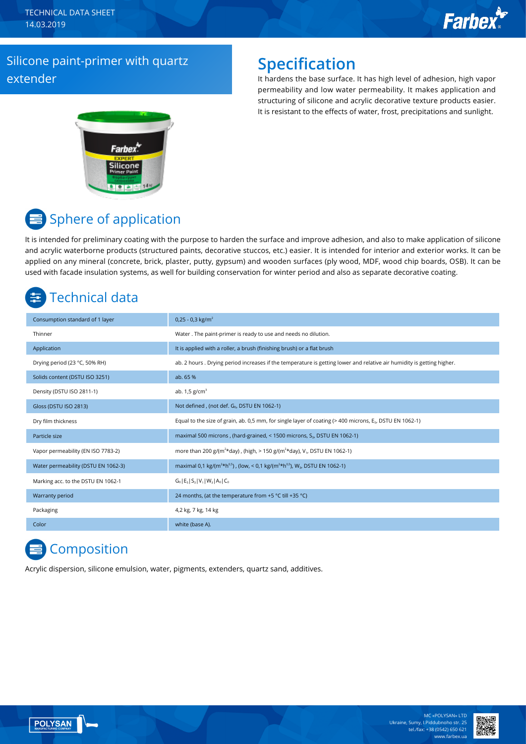TECHNICAL DATA SHEET
14.03.2019

# Silicone paint-primer with quartz extender

## Specification

It hardens the base surface. It has high level of adhesion, high vapor permeability and low water permeability. It makes application and structuring of silicone and acrylic decorative texture products easier. It is resistant to the effects of water, frost, precipitations and sunlight.

## Sphere of application

It is intended for preliminary coating with the purpose to harden the surface and improve adhesion, and also to make application of silicone and acrylic waterborne products (structured paints, decorative stuccos, etc.) easier. It is intended for interior and exterior works. It can be applied on any mineral (concrete, brick, plaster, putty, gypsum) and wooden surfaces (ply wood, MDF, wood chip boards, OSB). It can be used with facade insulation systems, as well for building conservation for winter period and also as separate decorative coating.

## Technical data

| | |
|---|---|
| Consumption standard of 1 layer | 0,25 - 0,3 kg/m$^2$ |
| Thinner | Water . The paint-primer is ready to use and needs no dilution. |
| Application | It is applied with a roller, a brush (finishing brush) or a flat brush |
| Drying period (23 °C, 50% RH) | ab. 2 hours . Drying period increases if the temperature is getting lower and relative air humidity is getting higher. |
| Solids content (DSTU ISO 3251) | ab. 65 % |
| Density (DSTU ISO 2811-1) | ab. 1,5 g/cm$^3$ |
| Gloss (DSTU ISO 2813) | Not defined , (not def. $G_0$, DSTU EN 1062-1) |
| Dry film thickness | Equal to the size of grain, ab. 0,5 mm, for single layer of coating (> 400 microns, $E_5$, DSTU EN 1062-1) |
| Particle size | maximal 500 microns , (hard-grained, < 1500 microns, $S_3$, DSTU EN 1062-1) |
| Vapor permeability (EN ISO 7783-2) | more than 200 g/(m$^2$*day) , (high, > 150 g/(m$^2$*day), $V_1$, DSTU EN 1062-1) |
| Water permeability (DSTU EN 1062-3) | maximal 0,1 kg/(m$^2$*h$^{0.5}$) , (low, < 0,1 kg/(m$^2$*h$^{0.5}$), $W_3$, DSTU EN 1062-1) |
| Marking acc. to the DSTU EN 1062-1 | $G_0$\|$E_5$\|$S_3$\|$V_1$\|$W_3$\|$A_0$\|$C_0$ |
| Warranty period | 24 months, (at the temperature from +5 °C till +35 °C) |
| Packaging | 4,2 kg, 7 kg, 14 kg |
| Color | white (base A). |

## Composition

Acrylic dispersion, silicone emulsion, water, pigments, extenders, quartz sand, additives.

MC «POLYSAN» LTD
Ukraine, Sumy, I.Piddubnoho str. 25
tel./fax: +38 (0542) 650 621
www.farbex.ua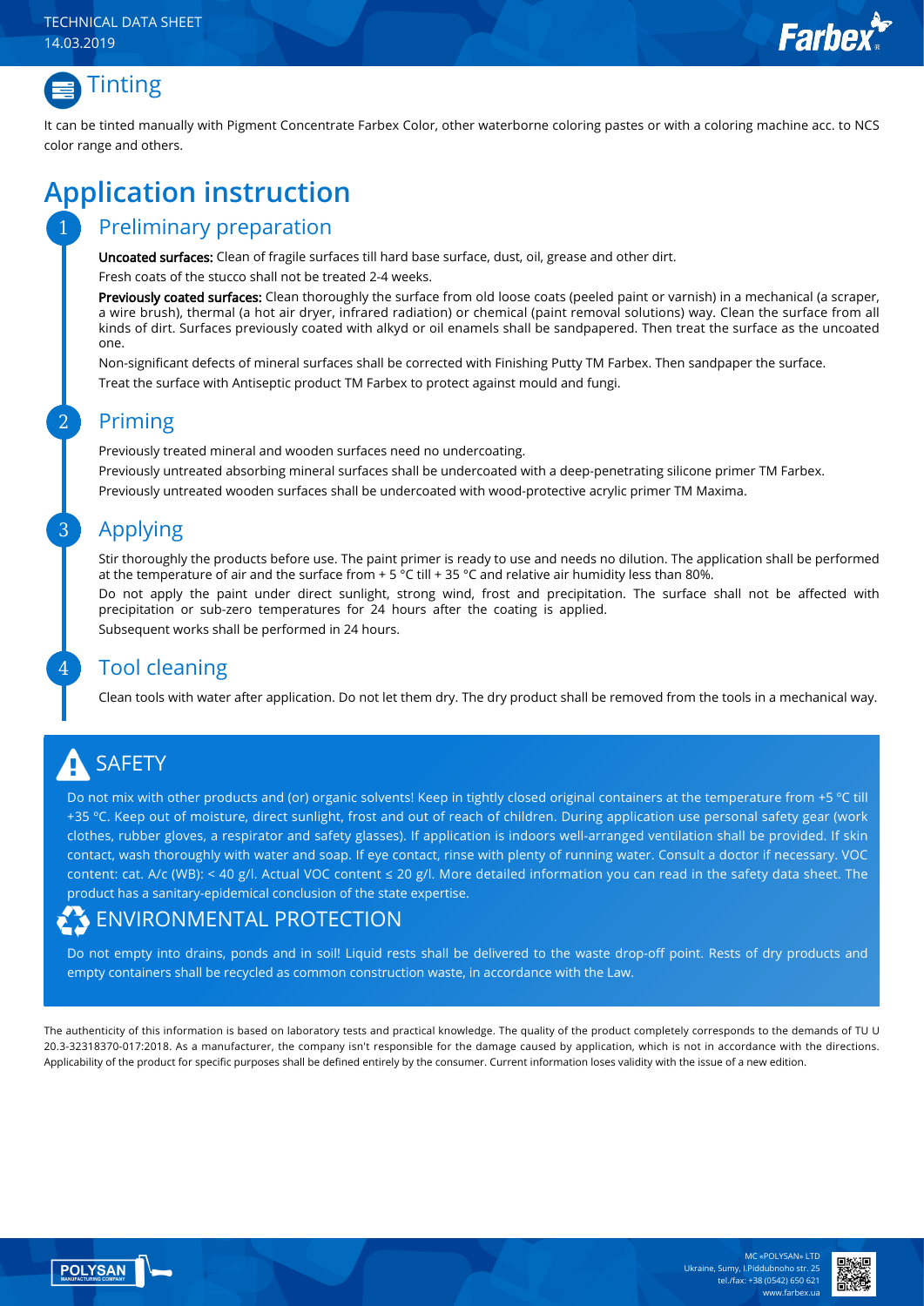## Tinting

It can be tinted manually with Pigment Concentrate Farbex Color, other waterborne coloring pastes or with a coloring machine acc. to NCS color range and others.

# Application instruction

### 1 Preliminary preparation

**Uncoated surfaces:** Clean of fragile surfaces till hard base surface, dust, oil, grease and other dirt.

Fresh coats of the stucco shall not be treated 2-4 weeks.

**Previously coated surfaces:** Clean thoroughly the surface from old loose coats (peeled paint or varnish) in a mechanical (a scraper, a wire brush), thermal (a hot air dryer, infrared radiation) or chemical (paint removal solutions) way. Clean the surface from all kinds of dirt. Surfaces previously coated with alkyd or oil enamels shall be sandpapered. Then treat the surface as the uncoated one.

Non-significant defects of mineral surfaces shall be corrected with Finishing Putty TM Farbex. Then sandpaper the surface.

Treat the surface with Antiseptic product TM Farbex to protect against mould and fungi.

### 2 Priming

Previously treated mineral and wooden surfaces need no undercoating.

Previously untreated absorbing mineral surfaces shall be undercoated with a deep-penetrating silicone primer TM Farbex.

Previously untreated wooden surfaces shall be undercoated with wood-protective acrylic primer TM Maxima.

### 3 Applying

Stir thoroughly the products before use. The paint primer is ready to use and needs no dilution. The application shall be performed at the temperature of air and the surface from + 5 °C till + 35 °C and relative air humidity less than 80%.

Do not apply the paint under direct sunlight, strong wind, frost and precipitation. The surface shall not be affected with precipitation or sub-zero temperatures for 24 hours after the coating is applied.

Subsequent works shall be performed in 24 hours.

### 4 Tool cleaning

Clean tools with water after application. Do not let them dry. The dry product shall be removed from the tools in a mechanical way.

## SAFETY

Do not mix with other products and (or) organic solvents! Keep in tightly closed original containers at the temperature from +5 °C till +35 °C. Keep out of moisture, direct sunlight, frost and out of reach of children. During application use personal safety gear (work clothes, rubber gloves, a respirator and safety glasses). If application is indoors well-arranged ventilation shall be provided. If skin contact, wash thoroughly with water and soap. If eye contact, rinse with plenty of running water. Consult a doctor if necessary. VOC content: cat. A/c (WB): < 40 g/l. Actual VOC content ≤ 20 g/l. More detailed information you can read in the safety data sheet. The product has a sanitary-epidemical conclusion of the state expertise.

## ENVIRONMENTAL PROTECTION

Do not empty into drains, ponds and in soil! Liquid rests shall be delivered to the waste drop-off point. Rests of dry products and empty containers shall be recycled as common construction waste, in accordance with the Law.

The authenticity of this information is based on laboratory tests and practical knowledge. The quality of the product completely corresponds to the demands of TU U 20.3-32318370-017:2018. As a manufacturer, the company isn't responsible for the damage caused by application, which is not in accordance with the directions. Applicability of the product for specific purposes shall be defined entirely by the consumer. Current information loses validity with the issue of a new edition.

MC «POLYSAN» LTD
Ukraine, Sumy, I.Piddubnoho str. 25
tel./fax: +38 (0542) 650 621
www.farbex.ua